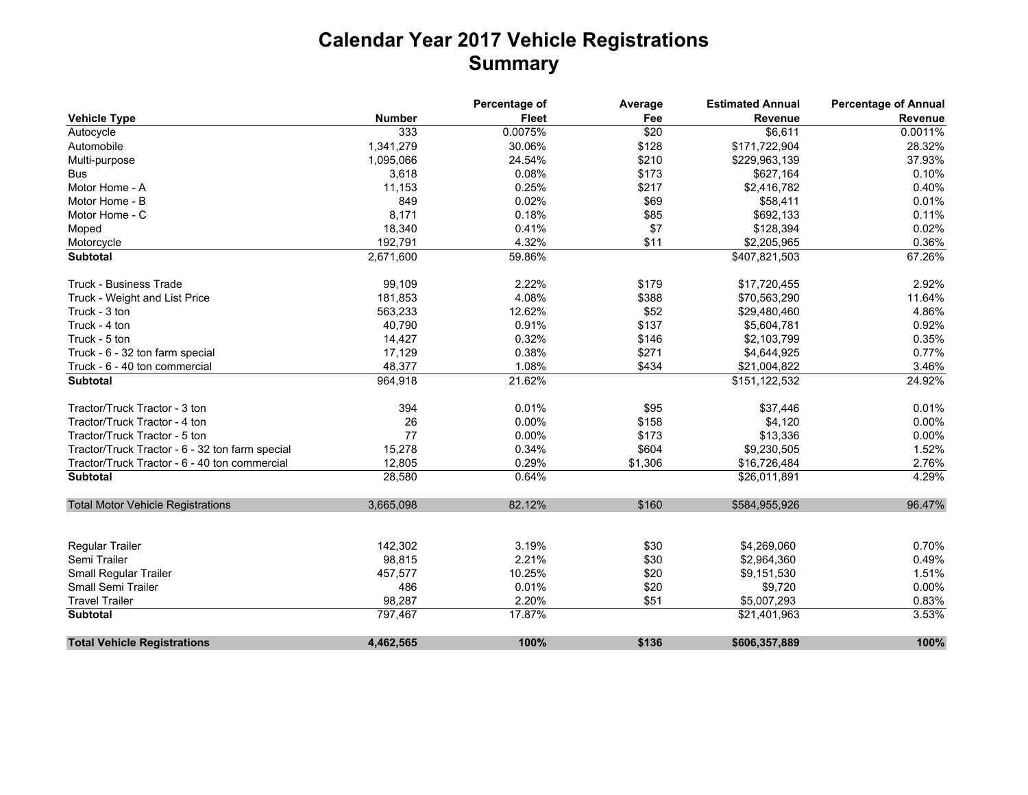# Calendar Year 2017 Vehicle Registrations
## Summary

| Vehicle Type | Number | Percentage of Fleet | Average Fee | Estimated Annual Revenue | Percentage of Annual Revenue |
|---|---|---|---|---|---|
| Autocycle | 333 | 0.0075% | $20 | $6,611 | 0.0011% |
| Automobile | 1,341,279 | 30.06% | $128 | $171,722,904 | 28.32% |
| Multi-purpose | 1,095,066 | 24.54% | $210 | $229,963,139 | 37.93% |
| Bus | 3,618 | 0.08% | $173 | $627,164 | 0.10% |
| Motor Home - A | 11,153 | 0.25% | $217 | $2,416,782 | 0.40% |
| Motor Home - B | 849 | 0.02% | $69 | $58,411 | 0.01% |
| Motor Home - C | 8,171 | 0.18% | $85 | $692,133 | 0.11% |
| Moped | 18,340 | 0.41% | $7 | $128,394 | 0.02% |
| Motorcycle | 192,791 | 4.32% | $11 | $2,205,965 | 0.36% |
| **Subtotal** | 2,671,600 | 59.86% | | $407,821,503 | 67.26% |
| | | | | | |
| Truck - Business Trade | 99,109 | 2.22% | $179 | $17,720,455 | 2.92% |
| Truck - Weight and List Price | 181,853 | 4.08% | $388 | $70,563,290 | 11.64% |
| Truck - 3 ton | 563,233 | 12.62% | $52 | $29,480,460 | 4.86% |
| Truck - 4 ton | 40,790 | 0.91% | $137 | $5,604,781 | 0.92% |
| Truck - 5 ton | 14,427 | 0.32% | $146 | $2,103,799 | 0.35% |
| Truck - 6 - 32 ton farm special | 17,129 | 0.38% | $271 | $4,644,925 | 0.77% |
| Truck - 6 - 40 ton commercial | 48,377 | 1.08% | $434 | $21,004,822 | 3.46% |
| **Subtotal** | 964,918 | 21.62% | | $151,122,532 | 24.92% |
| | | | | | |
| Tractor/Truck Tractor - 3 ton | 394 | 0.01% | $95 | $37,446 | 0.01% |
| Tractor/Truck Tractor - 4 ton | 26 | 0.00% | $158 | $4,120 | 0.00% |
| Tractor/Truck Tractor - 5 ton | 77 | 0.00% | $173 | $13,336 | 0.00% |
| Tractor/Truck Tractor - 6 - 32 ton farm special | 15,278 | 0.34% | $604 | $9,230,505 | 1.52% |
| Tractor/Truck Tractor - 6 - 40 ton commercial | 12,805 | 0.29% | $1,306 | $16,726,484 | 2.76% |
| **Subtotal** | 28,580 | 0.64% | | $26,011,891 | 4.29% |
| | | | | | |
| Total Motor Vehicle Registrations | 3,665,098 | 82.12% | $160 | $584,955,926 | 96.47% |
| | | | | | |
| Regular Trailer | 142,302 | 3.19% | $30 | $4,269,060 | 0.70% |
| Semi Trailer | 98,815 | 2.21% | $30 | $2,964,360 | 0.49% |
| Small Regular Trailer | 457,577 | 10.25% | $20 | $9,151,530 | 1.51% |
| Small Semi Trailer | 486 | 0.01% | $20 | $9,720 | 0.00% |
| Travel Trailer | 98,287 | 2.20% | $51 | $5,007,293 | 0.83% |
| **Subtotal** | 797,467 | 17.87% | | $21,401,963 | 3.53% |
| | | | | | |
| **Total Vehicle Registrations** | **4,462,565** | **100%** | **$136** | **$606,357,889** | **100%** |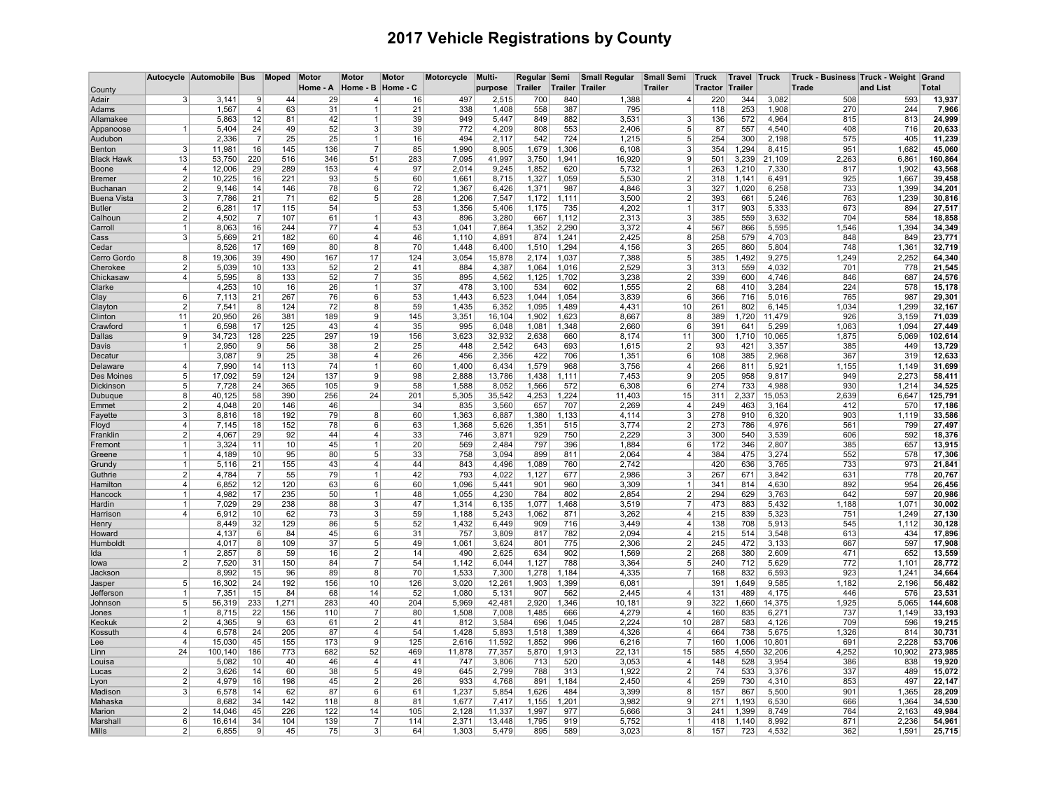# 2017 Vehicle Registrations by County

| County | Autocycle | Automobile | Bus | Moped | Motor Home - A | Motor Home - B | Motor Home - C | Motorcycle | Multi-purpose | Regular Trailer | Semi Trailer | Small Regular Trailer | Small Semi Trailer | Truck Tractor | Travel Trailer | Truck | Truck - Business Trade | Truck - Weight and List | Grand Total |
|---|---|---|---|---|---|---|---|---|---|---|---|---|---|---|---|---|---|---|---|
| Adair | 3 | 3,141 | 9 | 44 | 29 | 4 | 16 | 497 | 2,515 | 700 | 840 | 1,388 | 4 | 220 | 344 | 3,082 | 508 | 593 | **13,937** |
| Adams | | 1,567 | 4 | 63 | 31 | 1 | 21 | 338 | 1,408 | 558 | 387 | 795 | | 118 | 253 | 1,908 | 270 | 244 | **7,966** |
| Allamakee | | 5,863 | 12 | 81 | 42 | 1 | 39 | 949 | 5,447 | 849 | 882 | 3,531 | 3 | 136 | 572 | 4,964 | 815 | 813 | **24,999** |
| Appanoose | 1 | 5,404 | 24 | 49 | 52 | 3 | 39 | 772 | 4,209 | 808 | 553 | 2,406 | 5 | 87 | 557 | 4,540 | 408 | 716 | **20,633** |
| Audubon | | 2,336 | 7 | 25 | 25 | 1 | 16 | 494 | 2,117 | 542 | 724 | 1,215 | 5 | 254 | 300 | 2,198 | 575 | 405 | **11,239** |
| Benton | 3 | 11,981 | 16 | 145 | 136 | 7 | 85 | 1,990 | 8,905 | 1,679 | 1,306 | 6,108 | 3 | 354 | 1,294 | 8,415 | 951 | 1,682 | **45,060** |
| Black Hawk | 13 | 53,750 | 220 | 516 | 346 | 51 | 283 | 7,095 | 41,997 | 3,750 | 1,941 | 16,920 | 9 | 501 | 3,239 | 21,109 | 2,263 | 6,861 | **160,864** |
| Boone | 4 | 12,006 | 29 | 289 | 153 | 4 | 97 | 2,014 | 9,245 | 1,852 | 620 | 5,732 | 1 | 263 | 1,210 | 7,330 | 817 | 1,902 | **43,568** |
| Bremer | 2 | 10,225 | 16 | 221 | 93 | 5 | 60 | 1,661 | 8,715 | 1,327 | 1,059 | 5,530 | 2 | 318 | 1,141 | 6,491 | 925 | 1,667 | **39,458** |
| Buchanan | 2 | 9,146 | 14 | 146 | 78 | 6 | 72 | 1,367 | 6,426 | 1,371 | 987 | 4,846 | 3 | 327 | 1,020 | 6,258 | 733 | 1,399 | **34,201** |
| Buena Vista | 3 | 7,786 | 21 | 71 | 62 | 5 | 28 | 1,206 | 7,547 | 1,172 | 1,111 | 3,500 | 2 | 393 | 661 | 5,246 | 763 | 1,239 | **30,816** |
| Butler | 2 | 6,281 | 17 | 115 | 54 | | 53 | 1,356 | 5,406 | 1,175 | 735 | 4,202 | 1 | 317 | 903 | 5,333 | 673 | 894 | **27,517** |
| Calhoun | 2 | 4,502 | 7 | 107 | 61 | 1 | 43 | 896 | 3,280 | 667 | 1,112 | 2,313 | 3 | 385 | 559 | 3,632 | 704 | 584 | **18,858** |
| Carroll | 1 | 8,063 | 16 | 244 | 77 | 4 | 53 | 1,041 | 7,864 | 1,352 | 2,290 | 3,372 | 4 | 567 | 866 | 5,595 | 1,546 | 1,394 | **34,349** |
| Cass | 3 | 5,669 | 21 | 182 | 60 | 4 | 46 | 1,110 | 4,891 | 874 | 1,241 | 2,425 | 8 | 258 | 579 | 4,703 | 848 | 849 | **23,771** |
| Cedar | | 8,526 | 17 | 169 | 80 | 8 | 70 | 1,448 | 6,400 | 1,510 | 1,294 | 4,156 | 3 | 265 | 860 | 5,804 | 748 | 1,361 | **32,719** |
| Cerro Gordo | 8 | 19,306 | 39 | 490 | 167 | 17 | 124 | 3,054 | 15,878 | 2,174 | 1,037 | 7,388 | 5 | 385 | 1,492 | 9,275 | 1,249 | 2,252 | **64,340** |
| Cherokee | 2 | 5,039 | 10 | 133 | 52 | 2 | 41 | 884 | 4,387 | 1,064 | 1,016 | 2,529 | 3 | 313 | 559 | 4,032 | 701 | 778 | **21,545** |
| Chickasaw | 4 | 5,595 | 8 | 133 | 52 | 7 | 35 | 895 | 4,562 | 1,125 | 1,702 | 3,238 | 2 | 339 | 600 | 4,746 | 846 | 687 | **24,576** |
| Clarke | | 4,253 | 10 | 16 | 26 | 1 | 37 | 478 | 3,100 | 534 | 602 | 1,555 | 2 | 68 | 410 | 3,284 | 224 | 578 | **15,178** |
| Clay | 6 | 7,113 | 21 | 267 | 76 | 6 | 53 | 1,443 | 6,523 | 1,044 | 1,054 | 3,839 | 6 | 366 | 716 | 5,016 | 765 | 987 | **29,301** |
| Clayton | 2 | 7,541 | 8 | 124 | 72 | 8 | 59 | 1,435 | 6,352 | 1,095 | 1,489 | 4,431 | 10 | 261 | 802 | 6,145 | 1,034 | 1,299 | **32,167** |
| Clinton | 11 | 20,950 | 26 | 381 | 189 | 9 | 145 | 3,351 | 16,104 | 1,902 | 1,623 | 8,667 | 8 | 389 | 1,720 | 11,479 | 926 | 3,159 | **71,039** |
| Crawford | 1 | 6,598 | 17 | 125 | 43 | 4 | 35 | 995 | 6,048 | 1,081 | 1,348 | 2,660 | 6 | 391 | 641 | 5,299 | 1,063 | 1,094 | **27,449** |
| Dallas | 9 | 34,723 | 128 | 225 | 297 | 19 | 156 | 3,623 | 32,932 | 2,638 | 660 | 8,174 | 11 | 300 | 1,710 | 10,065 | 1,875 | 5,069 | **102,614** |
| Davis | 1 | 2,950 | 9 | 56 | 38 | 2 | 25 | 448 | 2,542 | 643 | 693 | 1,615 | 2 | 93 | 421 | 3,357 | 385 | 449 | **13,729** |
| Decatur | | 3,087 | 9 | 25 | 38 | 4 | 26 | 456 | 2,356 | 422 | 706 | 1,351 | 6 | 108 | 385 | 2,968 | 367 | 319 | **12,633** |
| Delaware | 4 | 7,990 | 14 | 113 | 74 | 1 | 60 | 1,400 | 6,434 | 1,579 | 968 | 3,756 | 4 | 266 | 811 | 5,921 | 1,155 | 1,149 | **31,699** |
| Des Moines | 5 | 17,092 | 59 | 124 | 137 | 9 | 98 | 2,888 | 13,786 | 1,438 | 1,111 | 7,453 | 9 | 205 | 958 | 9,817 | 949 | 2,273 | **58,411** |
| Dickinson | 5 | 7,728 | 24 | 365 | 105 | 9 | 58 | 1,588 | 8,052 | 1,566 | 572 | 6,308 | 6 | 274 | 733 | 4,988 | 930 | 1,214 | **34,525** |
| Dubuque | 8 | 40,125 | 58 | 390 | 256 | 24 | 201 | 5,305 | 35,542 | 4,253 | 1,224 | 11,403 | 15 | 311 | 2,337 | 15,053 | 2,639 | 6,647 | **125,791** |
| Emmet | 2 | 4,048 | 20 | 146 | 46 | | 34 | 835 | 3,560 | 657 | 707 | 2,269 | 4 | 249 | 463 | 3,164 | 412 | 570 | **17,186** |
| Fayette | 3 | 8,816 | 18 | 192 | 79 | 8 | 60 | 1,363 | 6,887 | 1,380 | 1,133 | 4,114 | 3 | 278 | 910 | 6,320 | 903 | 1,119 | **33,586** |
| Floyd | 4 | 7,145 | 18 | 152 | 78 | 6 | 63 | 1,368 | 5,626 | 1,351 | 515 | 3,774 | 2 | 273 | 786 | 4,976 | 561 | 799 | **27,497** |
| Franklin | 2 | 4,067 | 29 | 92 | 44 | 4 | 33 | 746 | 3,871 | 929 | 750 | 2,229 | 3 | 300 | 540 | 3,539 | 606 | 592 | **18,376** |
| Fremont | 1 | 3,324 | 11 | 10 | 45 | 1 | 20 | 569 | 2,484 | 797 | 396 | 1,884 | 6 | 172 | 346 | 2,807 | 385 | 657 | **13,915** |
| Greene | 1 | 4,189 | 10 | 95 | 80 | 5 | 33 | 758 | 3,094 | 899 | 811 | 2,064 | 4 | 384 | 475 | 3,274 | 552 | 578 | **17,306** |
| Grundy | 1 | 5,116 | 21 | 155 | 43 | 4 | 44 | 843 | 4,496 | 1,089 | 760 | 2,742 | | 420 | 636 | 3,765 | 733 | 973 | **21,841** |
| Guthrie | 2 | 4,784 | 7 | 55 | 79 | 1 | 42 | 793 | 4,022 | 1,127 | 677 | 2,986 | 3 | 267 | 671 | 3,842 | 631 | 778 | **20,767** |
| Hamilton | 4 | 6,852 | 12 | 120 | 63 | 6 | 60 | 1,096 | 5,441 | 901 | 960 | 3,309 | 1 | 341 | 814 | 4,630 | 892 | 954 | **26,456** |
| Hancock | 1 | 4,982 | 17 | 235 | 50 | 1 | 48 | 1,055 | 4,230 | 784 | 802 | 2,854 | 2 | 294 | 629 | 3,763 | 642 | 597 | **20,986** |
| Hardin | 1 | 7,029 | 29 | 238 | 88 | 3 | 47 | 1,314 | 6,135 | 1,077 | 1,468 | 3,519 | 7 | 473 | 883 | 5,432 | 1,188 | 1,071 | **30,002** |
| Harrison | 4 | 6,912 | 10 | 62 | 73 | 3 | 59 | 1,188 | 5,243 | 1,062 | 871 | 3,262 | 4 | 215 | 839 | 5,323 | 751 | 1,249 | **27,130** |
| Henry | | 8,449 | 32 | 129 | 86 | 5 | 52 | 1,432 | 6,449 | 909 | 716 | 3,449 | 4 | 138 | 708 | 5,913 | 545 | 1,112 | **30,128** |
| Howard | | 4,137 | 6 | 84 | 45 | 6 | 31 | 757 | 3,809 | 817 | 782 | 2,094 | 4 | 215 | 514 | 3,548 | 613 | 434 | **17,896** |
| Humboldt | | 4,017 | 8 | 109 | 37 | 5 | 49 | 1,061 | 3,624 | 801 | 775 | 2,306 | 2 | 245 | 472 | 3,133 | 667 | 597 | **17,908** |
| Ida | 1 | 2,857 | 8 | 59 | 16 | 2 | 14 | 490 | 2,625 | 634 | 902 | 1,569 | 2 | 268 | 380 | 2,609 | 471 | 652 | **13,559** |
| Iowa | 2 | 7,520 | 31 | 150 | 84 | 7 | 54 | 1,142 | 6,044 | 1,127 | 788 | 3,364 | 5 | 240 | 712 | 5,629 | 772 | 1,101 | **28,772** |
| Jackson | | 8,992 | 15 | 96 | 89 | 8 | 70 | 1,533 | 7,300 | 1,278 | 1,184 | 4,335 | 7 | 168 | 832 | 6,593 | 923 | 1,241 | **34,664** |
| Jasper | 5 | 16,302 | 24 | 192 | 156 | 10 | 126 | 3,020 | 12,261 | 1,903 | 1,399 | 6,081 | | 391 | 1,649 | 9,585 | 1,182 | 2,196 | **56,482** |
| Jefferson | 1 | 7,351 | 15 | 84 | 68 | 14 | 52 | 1,080 | 5,131 | 907 | 562 | 2,445 | 4 | 131 | 489 | 4,175 | 446 | 576 | **23,531** |
| Johnson | 5 | 56,319 | 233 | 1,271 | 283 | 40 | 204 | 5,969 | 42,481 | 2,920 | 1,346 | 10,181 | 9 | 322 | 1,660 | 14,375 | 1,925 | 5,065 | **144,608** |
| Jones | 1 | 8,715 | 22 | 156 | 110 | 7 | 80 | 1,508 | 7,008 | 1,485 | 666 | 4,279 | 4 | 160 | 835 | 6,271 | 737 | 1,149 | **33,193** |
| Keokuk | 2 | 4,365 | 9 | 63 | 61 | 2 | 41 | 812 | 3,584 | 696 | 1,045 | 2,224 | 10 | 287 | 583 | 4,126 | 709 | 596 | **19,215** |
| Kossuth | 4 | 6,578 | 24 | 205 | 87 | 4 | 54 | 1,428 | 5,893 | 1,518 | 1,389 | 4,326 | 4 | 664 | 738 | 5,675 | 1,326 | 814 | **30,731** |
| Lee | 4 | 15,030 | 45 | 155 | 173 | 9 | 125 | 2,616 | 11,592 | 1,852 | 996 | 6,216 | 7 | 160 | 1,006 | 10,801 | 691 | 2,228 | **53,706** |
| Linn | 24 | 100,140 | 186 | 773 | 682 | 52 | 469 | 11,878 | 77,357 | 5,870 | 1,913 | 22,131 | 15 | 585 | 4,550 | 32,206 | 4,252 | 10,902 | **273,985** |
| Louisa | | 5,082 | 10 | 40 | 46 | 4 | 41 | 747 | 3,806 | 713 | 520 | 3,053 | 4 | 148 | 528 | 3,954 | 386 | 838 | **19,920** |
| Lucas | 2 | 3,626 | 14 | 60 | 38 | 5 | 49 | 645 | 2,799 | 788 | 313 | 1,922 | 2 | 74 | 533 | 3,376 | 337 | 489 | **15,072** |
| Lyon | 2 | 4,979 | 16 | 198 | 45 | 2 | 26 | 933 | 4,768 | 891 | 1,184 | 2,450 | 4 | 259 | 730 | 4,310 | 853 | 497 | **22,147** |
| Madison | 3 | 6,578 | 14 | 62 | 87 | 6 | 61 | 1,237 | 5,854 | 1,626 | 484 | 3,399 | 8 | 157 | 867 | 5,500 | 901 | 1,365 | **28,209** |
| Mahaska | | 8,682 | 34 | 142 | 118 | 8 | 81 | 1,677 | 7,417 | 1,155 | 1,201 | 3,982 | 9 | 271 | 1,193 | 6,530 | 666 | 1,364 | **34,530** |
| Marion | 2 | 14,046 | 45 | 226 | 122 | 14 | 105 | 2,128 | 11,337 | 1,997 | 977 | 5,666 | 3 | 241 | 1,399 | 8,749 | 764 | 2,163 | **49,984** |
| Marshall | 6 | 16,614 | 34 | 104 | 139 | 7 | 114 | 2,371 | 13,448 | 1,795 | 919 | 5,752 | 1 | 418 | 1,140 | 8,992 | 871 | 2,236 | **54,961** |
| Mills | 2 | 6,855 | 9 | 45 | 75 | 3 | 64 | 1,303 | 5,479 | 895 | 589 | 3,023 | 8 | 157 | 723 | 4,532 | 362 | 1,591 | **25,715** |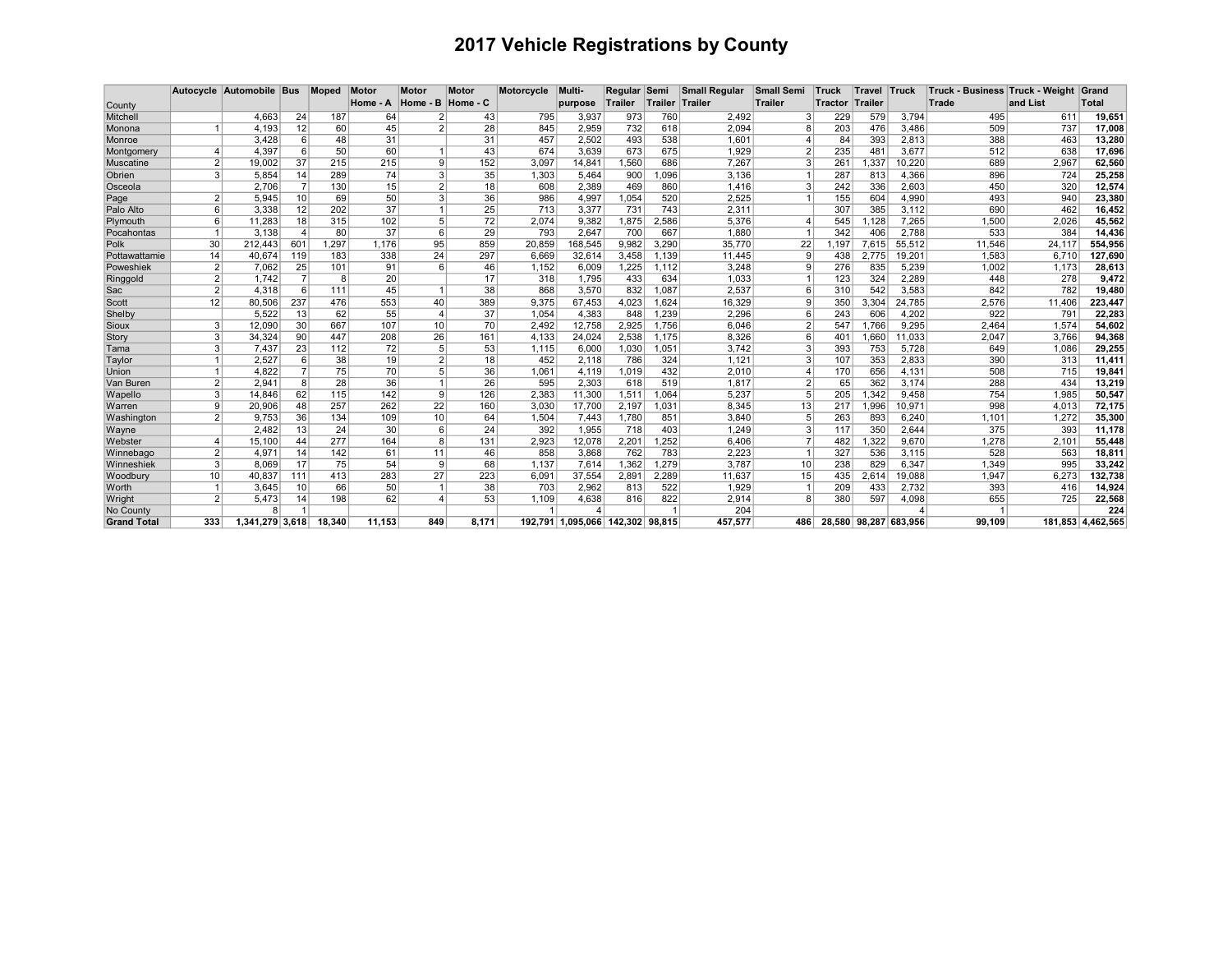# 2017 Vehicle Registrations by County

| County | Autocycle | Automobile | Bus | Moped | Motor Home - A | Motor Home - B | Motor Home - C | Motorcycle | Multi-purpose | Regular Trailer | Semi Trailer | Small Regular Trailer | Small Semi Trailer | Truck Tractor | Travel Trailer | Truck | Truck - Business Trade | Truck - Weight and List | Grand Total |
|---|---|---|---|---|---|---|---|---|---|---|---|---|---|---|---|---|---|---|---|
| Mitchell | | 4,663 | 24 | 187 | 64 | 2 | 43 | 795 | 3,937 | 973 | 760 | 2,492 | 3 | 229 | 579 | 3,794 | 495 | 611 | **19,651** |
| Monona | 1 | 4,193 | 12 | 60 | 45 | 2 | 28 | 845 | 2,959 | 732 | 618 | 2,094 | 8 | 203 | 476 | 3,486 | 509 | 737 | **17,008** |
| Monroe | | 3,428 | 6 | 48 | 31 | | 31 | 457 | 2,502 | 493 | 538 | 1,601 | 4 | 84 | 393 | 2,813 | 388 | 463 | **13,280** |
| Montgomery | 4 | 4,397 | 6 | 50 | 60 | 1 | 43 | 674 | 3,639 | 673 | 675 | 1,929 | 2 | 235 | 481 | 3,677 | 512 | 638 | **17,696** |
| Muscatine | 2 | 19,002 | 37 | 215 | 215 | 9 | 152 | 3,097 | 14,841 | 1,560 | 686 | 7,267 | 3 | 261 | 1,337 | 10,220 | 689 | 2,967 | **62,560** |
| Obrien | 3 | 5,854 | 14 | 289 | 74 | 3 | 35 | 1,303 | 5,464 | 900 | 1,096 | 3,136 | 1 | 287 | 813 | 4,366 | 896 | 724 | **25,258** |
| Osceola | | 2,706 | 7 | 130 | 15 | 2 | 18 | 608 | 2,389 | 469 | 860 | 1,416 | 3 | 242 | 336 | 2,603 | 450 | 320 | **12,574** |
| Page | 2 | 5,945 | 10 | 69 | 50 | 3 | 36 | 986 | 4,997 | 1,054 | 520 | 2,525 | 1 | 155 | 604 | 4,990 | 493 | 940 | **23,380** |
| Palo Alto | 6 | 3,338 | 12 | 202 | 37 | 1 | 25 | 713 | 3,377 | 731 | 743 | 2,311 | | 307 | 385 | 3,112 | 690 | 462 | **16,452** |
| Plymouth | 6 | 11,283 | 18 | 315 | 102 | 5 | 72 | 2,074 | 9,382 | 1,875 | 2,586 | 5,376 | 4 | 545 | 1,128 | 7,265 | 1,500 | 2,026 | **45,562** |
| Pocahontas | 1 | 3,138 | 4 | 80 | 37 | 6 | 29 | 793 | 2,647 | 700 | 667 | 1,880 | 1 | 342 | 406 | 2,788 | 533 | 384 | **14,436** |
| Polk | 30 | 212,443 | 601 | 1,297 | 1,176 | 95 | 859 | 20,859 | 168,545 | 9,982 | 3,290 | 35,770 | 22 | 1,197 | 7,615 | 55,512 | 11,546 | 24,117 | **554,956** |
| Pottawattamie | 14 | 40,674 | 119 | 183 | 338 | 24 | 297 | 6,669 | 32,614 | 3,458 | 1,139 | 11,445 | 9 | 438 | 2,775 | 19,201 | 1,583 | 6,710 | **127,690** |
| Poweshiek | 2 | 7,062 | 25 | 101 | 91 | 6 | 46 | 1,152 | 6,009 | 1,225 | 1,112 | 3,248 | 9 | 276 | 835 | 5,239 | 1,002 | 1,173 | **28,613** |
| Ringgold | 2 | 1,742 | 7 | 8 | 20 | | 17 | 318 | 1,795 | 433 | 634 | 1,033 | 1 | 123 | 324 | 2,289 | 448 | 278 | **9,472** |
| Sac | 2 | 4,318 | 6 | 111 | 45 | 1 | 38 | 868 | 3,570 | 832 | 1,087 | 2,537 | 6 | 310 | 542 | 3,583 | 842 | 782 | **19,480** |
| Scott | 12 | 80,506 | 237 | 476 | 553 | 40 | 389 | 9,375 | 67,453 | 4,023 | 1,624 | 16,329 | 9 | 350 | 3,304 | 24,785 | 2,576 | 11,406 | **223,447** |
| Shelby | | 5,522 | 13 | 62 | 55 | 4 | 37 | 1,054 | 4,383 | 848 | 1,239 | 2,296 | 6 | 243 | 606 | 4,202 | 922 | 791 | **22,283** |
| Sioux | 3 | 12,090 | 30 | 667 | 107 | 10 | 70 | 2,492 | 12,758 | 2,925 | 1,756 | 6,046 | 2 | 547 | 1,766 | 9,295 | 2,464 | 1,574 | **54,602** |
| Story | 3 | 34,324 | 90 | 447 | 208 | 26 | 161 | 4,133 | 24,024 | 2,538 | 1,175 | 8,326 | 6 | 401 | 1,660 | 11,033 | 2,047 | 3,766 | **94,368** |
| Tama | 3 | 7,437 | 23 | 112 | 72 | 5 | 53 | 1,115 | 6,000 | 1,030 | 1,051 | 3,742 | 3 | 393 | 753 | 5,728 | 649 | 1,086 | **29,255** |
| Taylor | 1 | 2,527 | 6 | 38 | 19 | 2 | 18 | 452 | 2,118 | 786 | 324 | 1,121 | 3 | 107 | 353 | 2,833 | 390 | 313 | **11,411** |
| Union | 1 | 4,822 | 7 | 75 | 70 | 5 | 36 | 1,061 | 4,119 | 1,019 | 432 | 2,010 | 4 | 170 | 656 | 4,131 | 508 | 715 | **19,841** |
| Van Buren | 2 | 2,941 | 8 | 28 | 36 | 1 | 26 | 595 | 2,303 | 618 | 519 | 1,817 | 2 | 65 | 362 | 3,174 | 288 | 434 | **13,219** |
| Wapello | 3 | 14,846 | 62 | 115 | 142 | 9 | 126 | 2,383 | 11,300 | 1,511 | 1,064 | 5,237 | 5 | 205 | 1,342 | 9,458 | 754 | 1,985 | **50,547** |
| Warren | 9 | 20,906 | 48 | 257 | 262 | 22 | 160 | 3,030 | 17,700 | 2,197 | 1,031 | 8,345 | 13 | 217 | 1,996 | 10,971 | 998 | 4,013 | **72,175** |
| Washington | 2 | 9,753 | 36 | 134 | 109 | 10 | 64 | 1,504 | 7,443 | 1,780 | 851 | 3,840 | 5 | 263 | 893 | 6,240 | 1,101 | 1,272 | **35,300** |
| Wayne | | 2,482 | 13 | 24 | 30 | 6 | 24 | 392 | 1,955 | 718 | 403 | 1,249 | 3 | 117 | 350 | 2,644 | 375 | 393 | **11,178** |
| Webster | 4 | 15,100 | 44 | 277 | 164 | 8 | 131 | 2,923 | 12,078 | 2,201 | 1,252 | 6,406 | 7 | 482 | 1,322 | 9,670 | 1,278 | 2,101 | **55,448** |
| Winnebago | 2 | 4,971 | 14 | 142 | 61 | 11 | 46 | 858 | 3,868 | 762 | 783 | 2,223 | 1 | 327 | 536 | 3,115 | 528 | 563 | **18,811** |
| Winneshiek | 3 | 8,069 | 17 | 75 | 54 | 9 | 68 | 1,137 | 7,614 | 1,362 | 1,279 | 3,787 | 10 | 238 | 829 | 6,347 | 1,349 | 995 | **33,242** |
| Woodbury | 10 | 40,837 | 111 | 413 | 283 | 27 | 223 | 6,091 | 37,554 | 2,891 | 2,289 | 11,637 | 15 | 435 | 2,614 | 19,088 | 1,947 | 6,273 | **132,738** |
| Worth | 1 | 3,645 | 10 | 66 | 50 | 1 | 38 | 703 | 2,962 | 813 | 522 | 1,929 | 1 | 209 | 433 | 2,732 | 393 | 416 | **14,924** |
| Wright | 2 | 5,473 | 14 | 198 | 62 | 4 | 53 | 1,109 | 4,638 | 816 | 822 | 2,914 | 8 | 380 | 597 | 4,098 | 655 | 725 | **22,568** |
| No County | | 8 | 1 | | | | | 1 | 4 | | 1 | 204 | | | | 4 | 1 | | **224** |
| **Grand Total** | **333** | **1,341,279** | **3,618** | **18,340** | **11,153** | **849** | **8,171** | **192,791** | **1,095,066** | **142,302** | **98,815** | **457,577** | **486** | **28,580** | **98,287** | **683,956** | **99,109** | **181,853** | **4,462,565** |